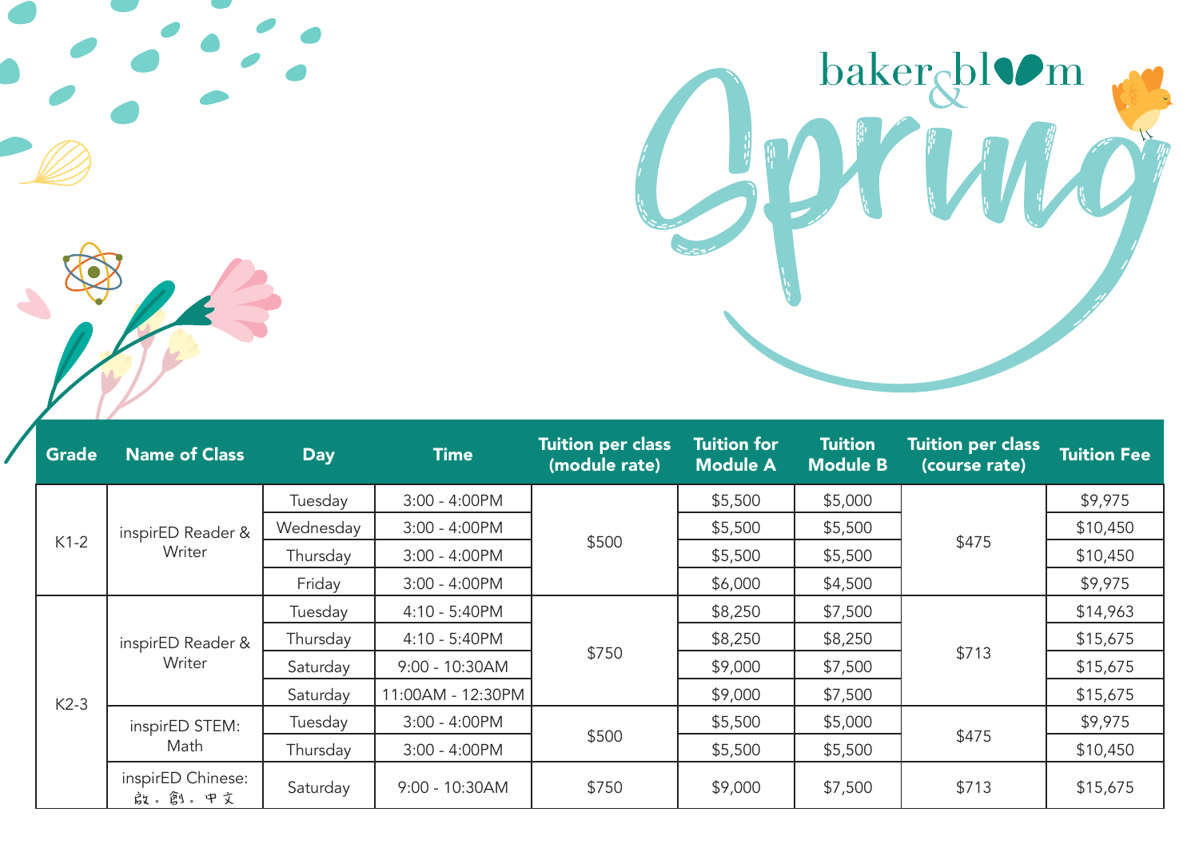# baker & bloom

# Spring

| Grade | Name of Class | Day | Time | Tuition per class (module rate) | Tuition for Module A | Tuition Module B | Tuition per class (course rate) | Tuition Fee |
|---|---|---|---|---|---|---|---|---|
| K1-2 | inspirED Reader & Writer | Tuesday | 3:00 - 4:00PM | $500 | $5,500 | $5,000 | $475 | $9,975 |
| | | Wednesday | 3:00 - 4:00PM | | $5,500 | $5,500 | | $10,450 |
| | | Thursday | 3:00 - 4:00PM | | $5,500 | $5,500 | | $10,450 |
| | | Friday | 3:00 - 4:00PM | | $6,000 | $4,500 | | $9,975 |
| K2-3 | inspirED Reader & Writer | Tuesday | 4:10 - 5:40PM | $750 | $8,250 | $7,500 | $713 | $14,963 |
| | | Thursday | 4:10 - 5:40PM | | $8,250 | $8,250 | | $15,675 |
| | | Saturday | 9:00 - 10:30AM | | $9,000 | $7,500 | | $15,675 |
| | | Saturday | 11:00AM - 12:30PM | | $9,000 | $7,500 | | $15,675 |
| | inspirED STEM: Math | Tuesday | 3:00 - 4:00PM | $500 | $5,500 | $5,000 | $475 | $9,975 |
| | | Thursday | 3:00 - 4:00PM | | $5,500 | $5,500 | | $10,450 |
| | inspirED Chinese: 啟。創。中文 | Saturday | 9:00 - 10:30AM | $750 | $9,000 | $7,500 | $713 | $15,675 |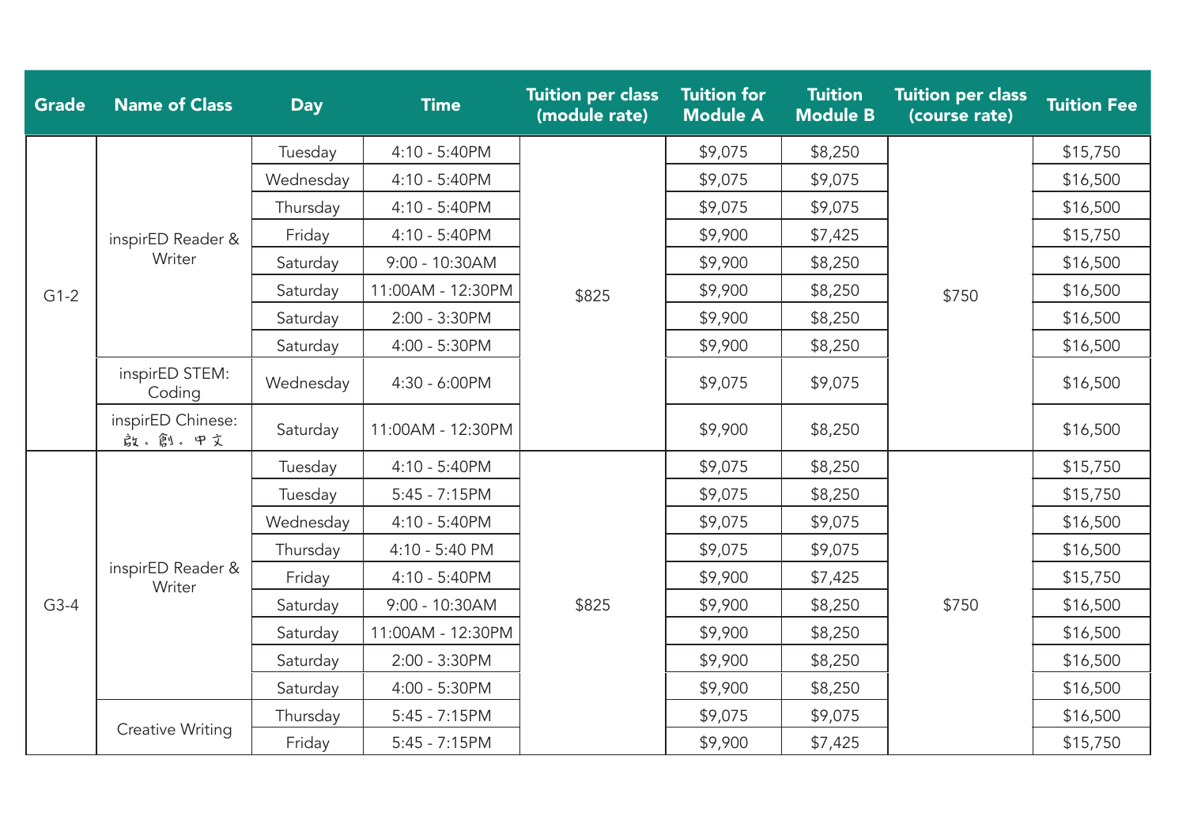| Grade | Name of Class | Day | Time | Tuition per class (module rate) | Tuition for Module A | Tuition Module B | Tuition per class (course rate) | Tuition Fee |
|---|---|---|---|---|---|---|---|---|
| G1-2 | inspirED Reader & Writer | Tuesday | 4:10 - 5:40PM | $825 | $9,075 | $8,250 | $750 | $15,750 |
| | | Wednesday | 4:10 - 5:40PM | | $9,075 | $9,075 | | $16,500 |
| | | Thursday | 4:10 - 5:40PM | | $9,075 | $9,075 | | $16,500 |
| | | Friday | 4:10 - 5:40PM | | $9,900 | $7,425 | | $15,750 |
| | | Saturday | 9:00 - 10:30AM | | $9,900 | $8,250 | | $16,500 |
| | | Saturday | 11:00AM - 12:30PM | | $9,900 | $8,250 | | $16,500 |
| | | Saturday | 2:00 - 3:30PM | | $9,900 | $8,250 | | $16,500 |
| | | Saturday | 4:00 - 5:30PM | | $9,900 | $8,250 | | $16,500 |
| | inspirED STEM: Coding | Wednesday | 4:30 - 6:00PM | | $9,075 | $9,075 | | $16,500 |
| | inspirED Chinese: 啟。創。中文 | Saturday | 11:00AM - 12:30PM | | $9,900 | $8,250 | | $16,500 |
| G3-4 | inspirED Reader & Writer | Tuesday | 4:10 - 5:40PM | $825 | $9,075 | $8,250 | $750 | $15,750 |
| | | Tuesday | 5:45 - 7:15PM | | $9,075 | $8,250 | | $15,750 |
| | | Wednesday | 4:10 - 5:40PM | | $9,075 | $9,075 | | $16,500 |
| | | Thursday | 4:10 - 5:40 PM | | $9,075 | $9,075 | | $16,500 |
| | | Friday | 4:10 - 5:40PM | | $9,900 | $7,425 | | $15,750 |
| | | Saturday | 9:00 - 10:30AM | | $9,900 | $8,250 | | $16,500 |
| | | Saturday | 11:00AM - 12:30PM | | $9,900 | $8,250 | | $16,500 |
| | | Saturday | 2:00 - 3:30PM | | $9,900 | $8,250 | | $16,500 |
| | | Saturday | 4:00 - 5:30PM | | $9,900 | $8,250 | | $16,500 |
| | Creative Writing | Thursday | 5:45 - 7:15PM | | $9,075 | $9,075 | | $16,500 |
| | | Friday | 5:45 - 7:15PM | | $9,900 | $7,425 | | $15,750 |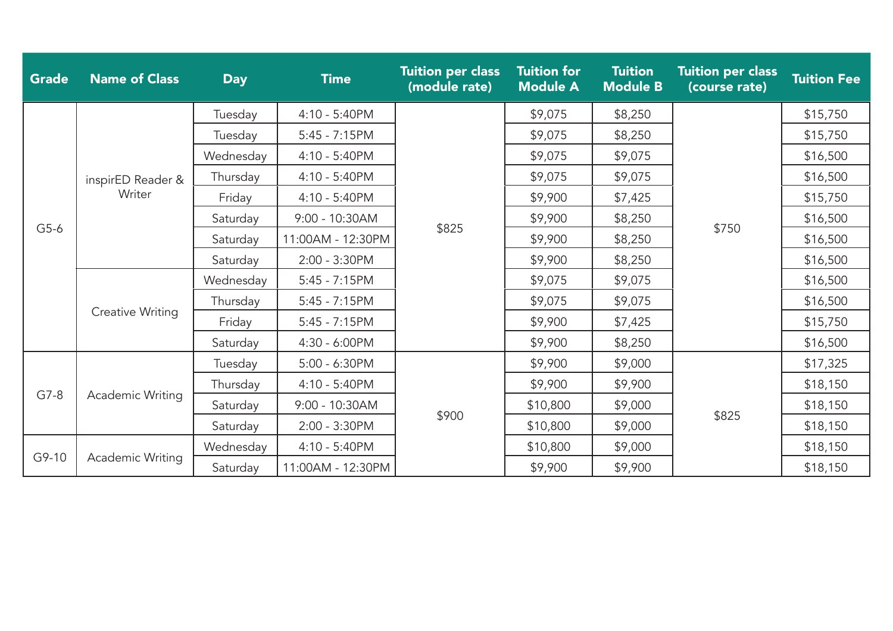| Grade | Name of Class | Day | Time | Tuition per class (module rate) | Tuition for Module A | Tuition Module B | Tuition per class (course rate) | Tuition Fee |
|---|---|---|---|---|---|---|---|---|
| G5-6 | inspirED Reader & Writer | Tuesday | 4:10 - 5:40PM | $825 | $9,075 | $8,250 | $750 | $15,750 |
| | | Tuesday | 5:45 - 7:15PM | | $9,075 | $8,250 | | $15,750 |
| | | Wednesday | 4:10 - 5:40PM | | $9,075 | $9,075 | | $16,500 |
| | | Thursday | 4:10 - 5:40PM | | $9,075 | $9,075 | | $16,500 |
| | | Friday | 4:10 - 5:40PM | | $9,900 | $7,425 | | $15,750 |
| | | Saturday | 9:00 - 10:30AM | | $9,900 | $8,250 | | $16,500 |
| | | Saturday | 11:00AM - 12:30PM | | $9,900 | $8,250 | | $16,500 |
| | | Saturday | 2:00 - 3:30PM | | $9,900 | $8,250 | | $16,500 |
| | Creative Writing | Wednesday | 5:45 - 7:15PM | | $9,075 | $9,075 | | $16,500 |
| | | Thursday | 5:45 - 7:15PM | | $9,075 | $9,075 | | $16,500 |
| | | Friday | 5:45 - 7:15PM | | $9,900 | $7,425 | | $15,750 |
| | | Saturday | 4:30 - 6:00PM | | $9,900 | $8,250 | | $16,500 |
| G7-8 | Academic Writing | Tuesday | 5:00 - 6:30PM | $900 | $9,900 | $9,000 | $825 | $17,325 |
| | | Thursday | 4:10 - 5:40PM | | $9,900 | $9,900 | | $18,150 |
| | | Saturday | 9:00 - 10:30AM | | $10,800 | $9,000 | | $18,150 |
| | | Saturday | 2:00 - 3:30PM | | $10,800 | $9,000 | | $18,150 |
| G9-10 | Academic Writing | Wednesday | 4:10 - 5:40PM | | $10,800 | $9,000 | | $18,150 |
| | | Saturday | 11:00AM - 12:30PM | | $9,900 | $9,900 | | $18,150 |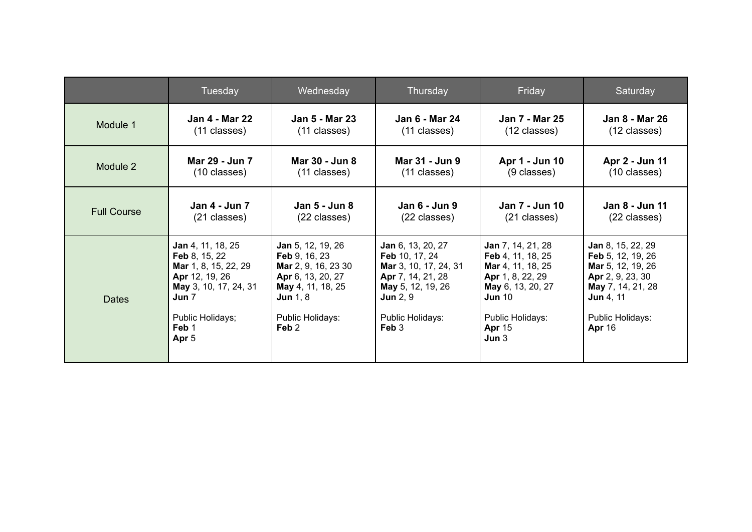| | Tuesday | Wednesday | Thursday | Friday | Saturday |
|---|---|---|---|---|---|
| Module 1 | **Jan 4 - Mar 22** (11 classes) | **Jan 5 - Mar 23** (11 classes) | **Jan 6 - Mar 24** (11 classes) | **Jan 7 - Mar 25** (12 classes) | **Jan 8 - Mar 26** (12 classes) |
| Module 2 | **Mar 29 - Jun 7** (10 classes) | **Mar 30 - Jun 8** (11 classes) | **Mar 31 - Jun 9** (11 classes) | **Apr 1 - Jun 10** (9 classes) | **Apr 2 - Jun 11** (10 classes) |
| Full Course | **Jan 4 - Jun 7** (21 classes) | **Jan 5 - Jun 8** (22 classes) | **Jan 6 - Jun 9** (22 classes) | **Jan 7 - Jun 10** (21 classes) | **Jan 8 - Jun 11** (22 classes) |
| Dates | **Jan** 4, 11, 18, 25<br>**Feb** 8, 15, 22<br>**Mar** 1, 8, 15, 22, 29<br>**Apr** 12, 19, 26<br>**May** 3, 10, 17, 24, 31<br>**Jun** 7<br><br>Public Holidays;<br>**Feb** 1<br>**Apr** 5 | **Jan** 5, 12, 19, 26<br>**Feb** 9, 16, 23<br>**Mar** 2, 9, 16, 23 30<br>**Apr** 6, 13, 20, 27<br>**May** 4, 11, 18, 25<br>**Jun** 1, 8<br><br>Public Holidays:<br>**Feb** 2 | **Jan** 6, 13, 20, 27<br>**Feb** 10, 17, 24<br>**Mar** 3, 10, 17, 24, 31<br>**Apr** 7, 14, 21, 28<br>**May** 5, 12, 19, 26<br>**Jun** 2, 9<br><br>Public Holidays:<br>**Feb** 3 | **Jan** 7, 14, 21, 28<br>**Feb** 4, 11, 18, 25<br>**Mar** 4, 11, 18, 25<br>**Apr** 1, 8, 22, 29<br>**May** 6, 13, 20, 27<br>**Jun** 10<br><br>Public Holidays:<br>**Apr** 15<br>**Jun** 3 | **Jan** 8, 15, 22, 29<br>**Feb** 5, 12, 19, 26<br>**Mar** 5, 12, 19, 26<br>**Apr** 2, 9, 23, 30<br>**May** 7, 14, 21, 28<br>**Jun** 4, 11<br><br>Public Holidays:<br>**Apr** 16 |